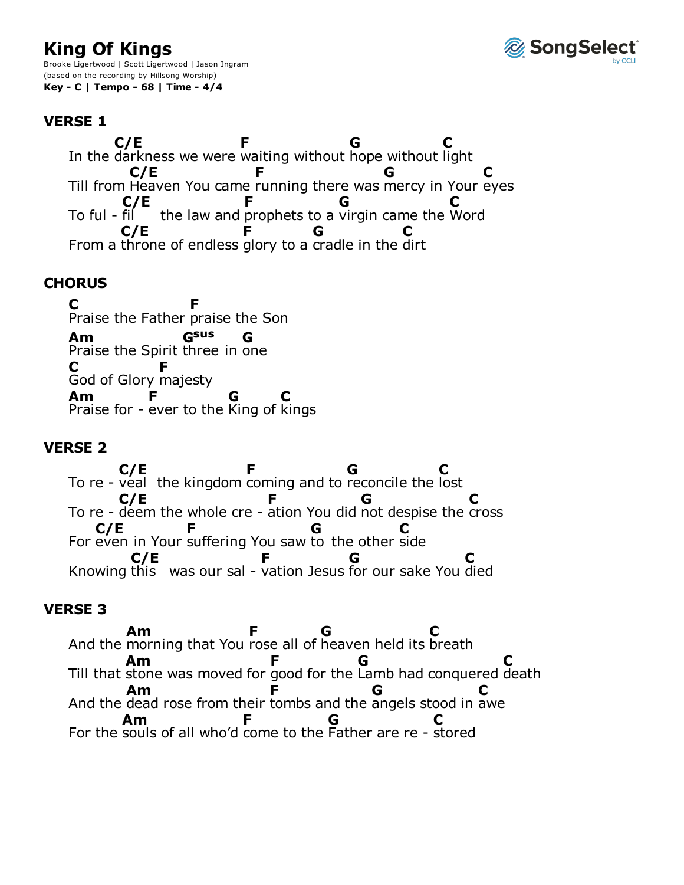# King Of Kings

Brooke Ligertwood | Scott Ligertwood | Jason Ingram
(based on the recording by Hillsong Worship)
**Key - C | Tempo - 68 | Time - 4/4**

SongSelect by CCLI

## VERSE 1

```
       C/E                 F                 G            C
In the darkness we were waiting without hope without light
         C/E                 F                    G              C
Till from Heaven You came running there was mercy in Your eyes
        C/E                 F                 G              C
To ful - fil     the law and prophets to a virgin came the Word
        C/E                  F           G            C
From a throne of endless glory to a cradle in the dirt
```

## CHORUS

```
C                  F
Praise the Father praise the Son
Am                Gsus     G
Praise the Spirit three in one
C               F
God of Glory majesty
Am          F              G        C
Praise for - ever to the King of kings
```

## VERSE 2

```
        C/E                  F                 G             C
To re - veal  the kingdom coming and to reconcile the lost
        C/E                   F             G                 C
To re - deem the whole cre - ation You did not despise the cross
    C/E            F                     G            C
For even in Your suffering You saw to  the other side
          C/E                 F              G                  C
Knowing this   was our sal - vation Jesus for our sake You died
```

## VERSE 3

```
          Am                   F           G               C
And the morning that You rose all of heaven held its breath
          Am                  F              G                    C
Till that stone was moved for good for the Lamb had conquered death
          Am                  F                 G               C
And the dead rose from their tombs and the angels stood in awe
          Am                 F             G                C
For the souls of all who'd come to the Father are re - stored
```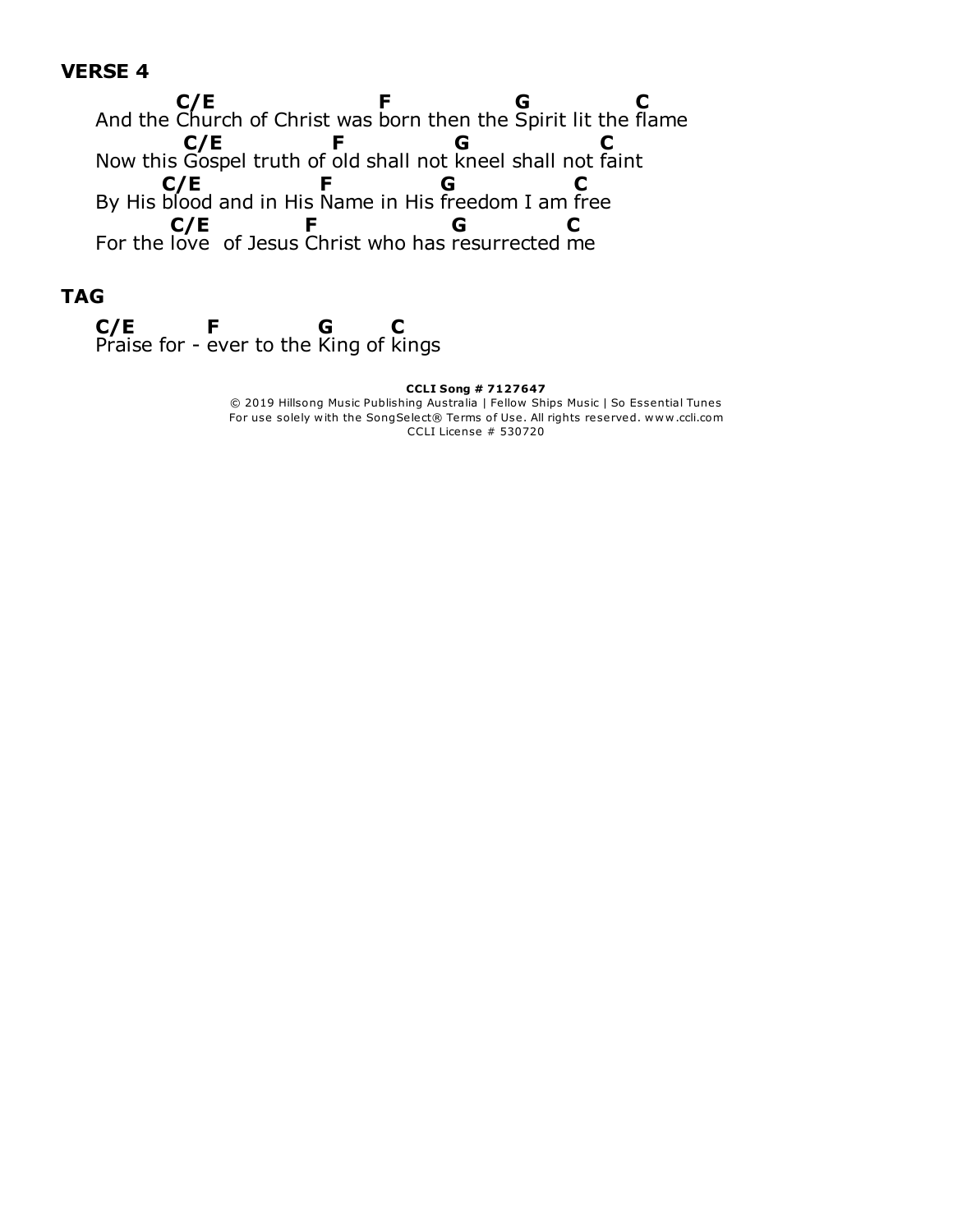## VERSE 4

```
         C/E                    F            G             C
And the Church of Christ was born then the Spirit lit the flame
          C/E              F             G                 C
Now this Gospel truth of old shall not kneel shall not faint
       C/E               F             G               C
By His blood and in His Name in His freedom I am free
        C/E             F                   G            C
For the love  of Jesus Christ who has resurrected me
```

## TAG

```
C/E         F           G       C
Praise for - ever to the King of kings
```

**CCLI Song # 7127647**
© 2019 Hillsong Music Publishing Australia | Fellow Ships Music | So Essential Tunes
For use solely with the SongSelect® Terms of Use. All rights reserved. www.ccli.com
CCLI License # 530720